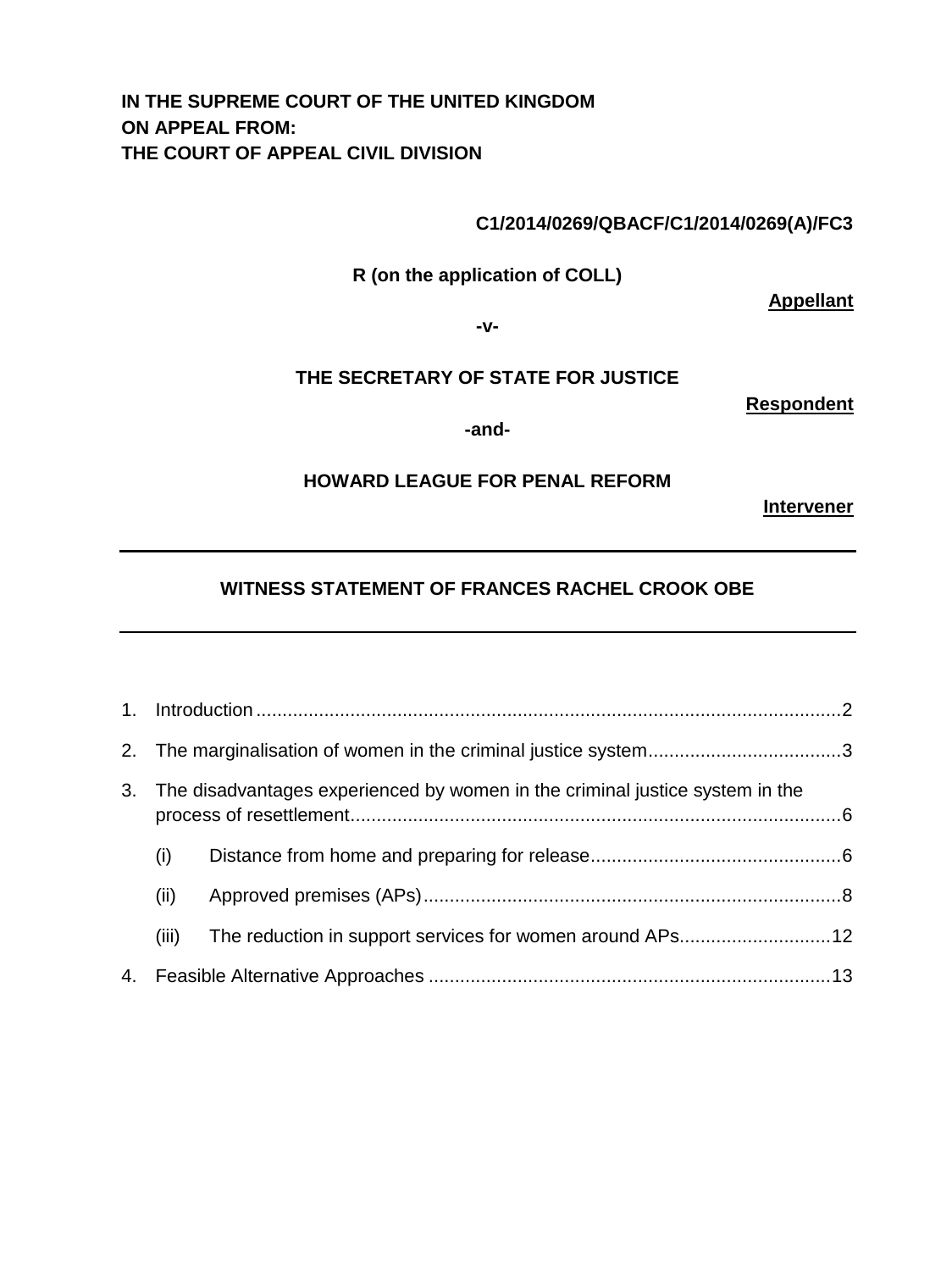**IN THE SUPREME COURT OF THE UNITED KINGDOM**
**ON APPEAL FROM:**
**THE COURT OF APPEAL CIVIL DIVISION**

**C1/2014/0269/QBACF/C1/2014/0269(A)/FC3**

**R (on the application of COLL)**

**Appellant**

**-v-**

**THE SECRETARY OF STATE FOR JUSTICE**

**Respondent**

**-and-**

**HOWARD LEAGUE FOR PENAL REFORM**

**Intervener**

---

## WITNESS STATEMENT OF FRANCES RACHEL CROOK OBE

---

1. Introduction ............................................................ 2
2. The marginalisation of women in the criminal justice system ............................................................ 3
3. The disadvantages experienced by women in the criminal justice system in the process of resettlement ............................................................ 6
   - (i) Distance from home and preparing for release ............................................................ 6
   - (ii) Approved premises (APs) ............................................................ 8
   - (iii) The reduction in support services for women around APs ............................................................ 12
4. Feasible Alternative Approaches ............................................................ 13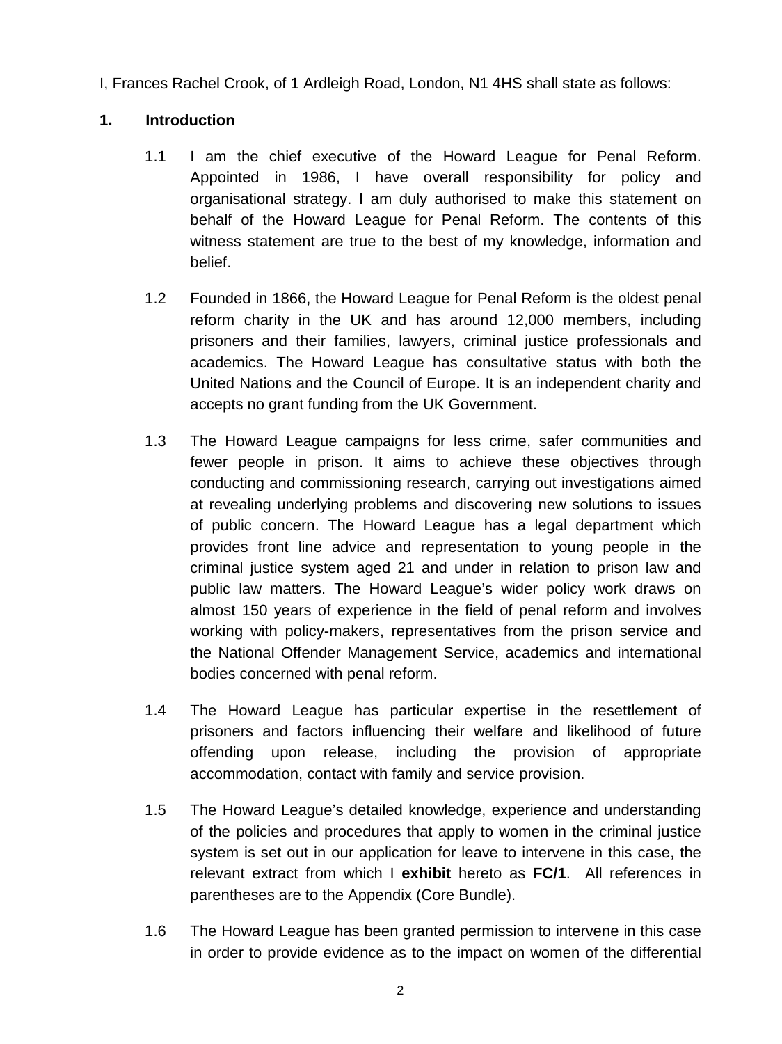I, Frances Rachel Crook, of 1 Ardleigh Road, London, N1 4HS shall state as follows:

## 1. Introduction

1.1 I am the chief executive of the Howard League for Penal Reform. Appointed in 1986, I have overall responsibility for policy and organisational strategy. I am duly authorised to make this statement on behalf of the Howard League for Penal Reform. The contents of this witness statement are true to the best of my knowledge, information and belief.

1.2 Founded in 1866, the Howard League for Penal Reform is the oldest penal reform charity in the UK and has around 12,000 members, including prisoners and their families, lawyers, criminal justice professionals and academics. The Howard League has consultative status with both the United Nations and the Council of Europe. It is an independent charity and accepts no grant funding from the UK Government.

1.3 The Howard League campaigns for less crime, safer communities and fewer people in prison. It aims to achieve these objectives through conducting and commissioning research, carrying out investigations aimed at revealing underlying problems and discovering new solutions to issues of public concern. The Howard League has a legal department which provides front line advice and representation to young people in the criminal justice system aged 21 and under in relation to prison law and public law matters. The Howard League's wider policy work draws on almost 150 years of experience in the field of penal reform and involves working with policy-makers, representatives from the prison service and the National Offender Management Service, academics and international bodies concerned with penal reform.

1.4 The Howard League has particular expertise in the resettlement of prisoners and factors influencing their welfare and likelihood of future offending upon release, including the provision of appropriate accommodation, contact with family and service provision.

1.5 The Howard League's detailed knowledge, experience and understanding of the policies and procedures that apply to women in the criminal justice system is set out in our application for leave to intervene in this case, the relevant extract from which I **exhibit** hereto as **FC/1**. All references in parentheses are to the Appendix (Core Bundle).

1.6 The Howard League has been granted permission to intervene in this case in order to provide evidence as to the impact on women of the differential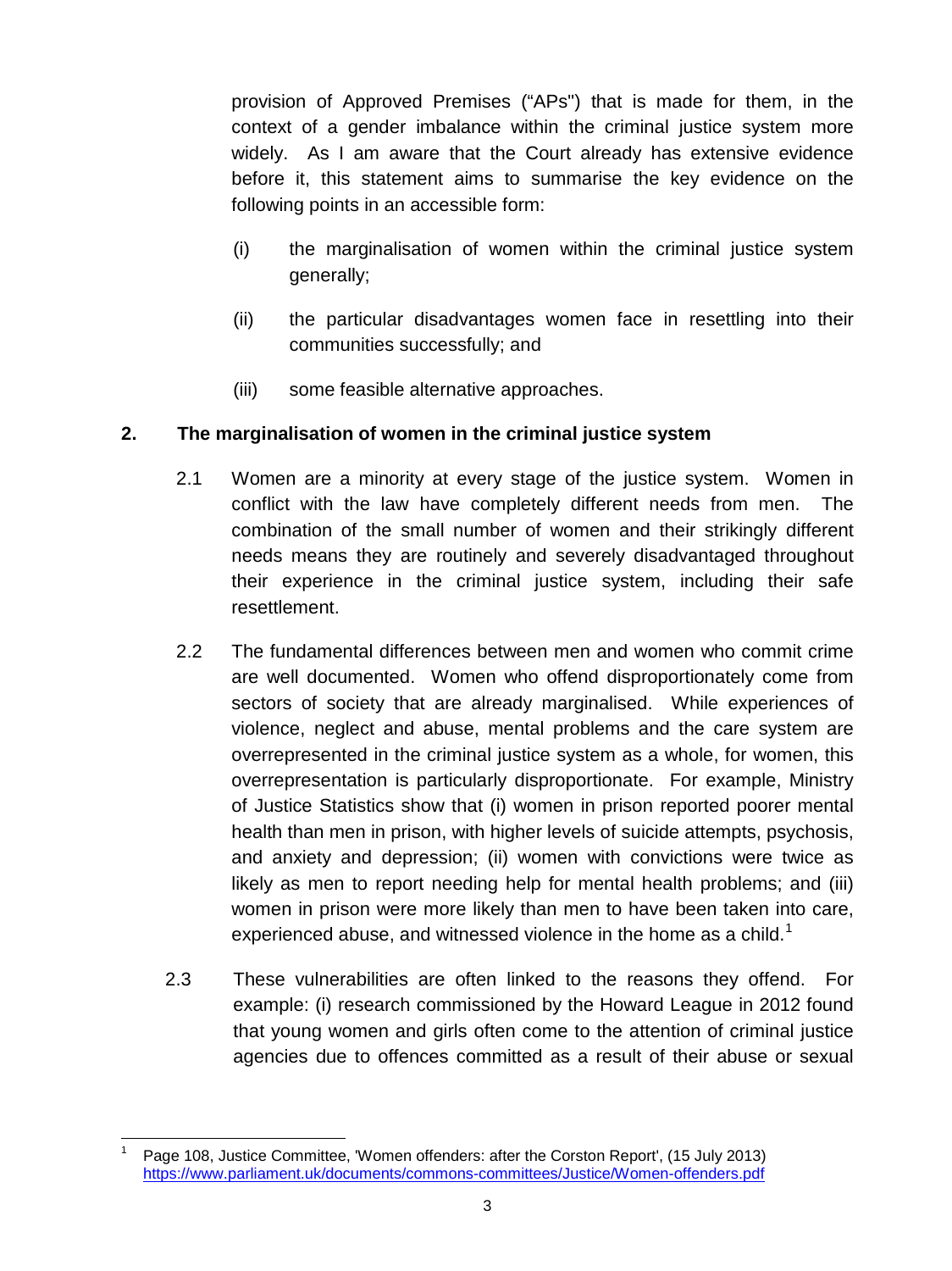provision of Approved Premises ("APs") that is made for them, in the context of a gender imbalance within the criminal justice system more widely. As I am aware that the Court already has extensive evidence before it, this statement aims to summarise the key evidence on the following points in an accessible form:

(i) the marginalisation of women within the criminal justice system generally;

(ii) the particular disadvantages women face in resettling into their communities successfully; and

(iii) some feasible alternative approaches.

## 2. The marginalisation of women in the criminal justice system

2.1 Women are a minority at every stage of the justice system. Women in conflict with the law have completely different needs from men. The combination of the small number of women and their strikingly different needs means they are routinely and severely disadvantaged throughout their experience in the criminal justice system, including their safe resettlement.

2.2 The fundamental differences between men and women who commit crime are well documented. Women who offend disproportionately come from sectors of society that are already marginalised. While experiences of violence, neglect and abuse, mental problems and the care system are overrepresented in the criminal justice system as a whole, for women, this overrepresentation is particularly disproportionate. For example, Ministry of Justice Statistics show that (i) women in prison reported poorer mental health than men in prison, with higher levels of suicide attempts, psychosis, and anxiety and depression; (ii) women with convictions were twice as likely as men to report needing help for mental health problems; and (iii) women in prison were more likely than men to have been taken into care, experienced abuse, and witnessed violence in the home as a child.[1]

2.3 These vulnerabilities are often linked to the reasons they offend. For example: (i) research commissioned by the Howard League in 2012 found that young women and girls often come to the attention of criminal justice agencies due to offences committed as a result of their abuse or sexual

---

[1] Page 108, Justice Committee, 'Women offenders: after the Corston Report', (15 July 2013) https://www.parliament.uk/documents/commons-committees/Justice/Women-offenders.pdf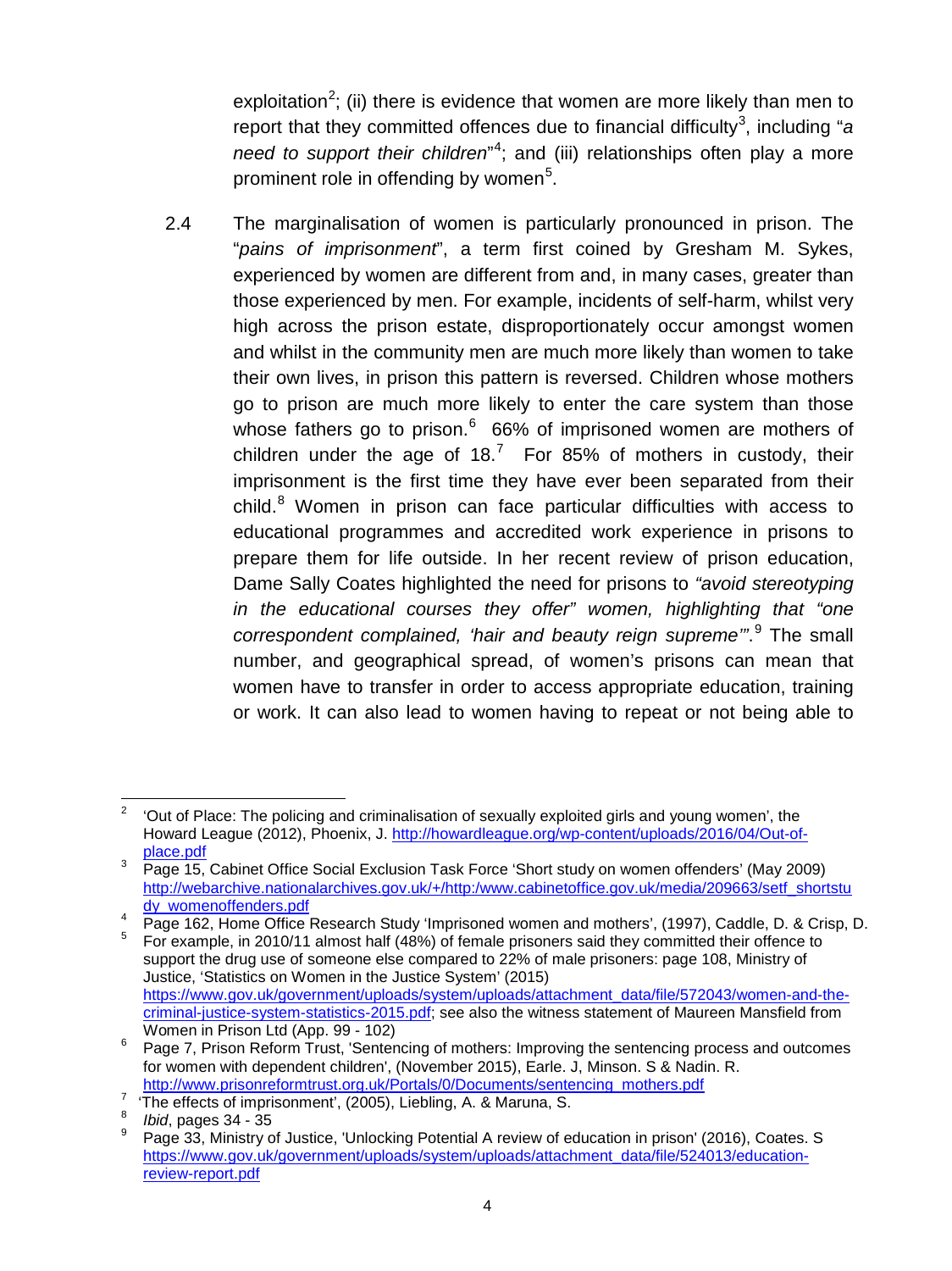exploitation[2]; (ii) there is evidence that women are more likely than men to report that they committed offences due to financial difficulty[3], including "*a need to support their children*"[4]; and (iii) relationships often play a more prominent role in offending by women[5].

2.4 The marginalisation of women is particularly pronounced in prison. The "*pains of imprisonment*", a term first coined by Gresham M. Sykes, experienced by women are different from and, in many cases, greater than those experienced by men. For example, incidents of self-harm, whilst very high across the prison estate, disproportionately occur amongst women and whilst in the community men are much more likely than women to take their own lives, in prison this pattern is reversed. Children whose mothers go to prison are much more likely to enter the care system than those whose fathers go to prison.[6] 66% of imprisoned women are mothers of children under the age of 18.[7] For 85% of mothers in custody, their imprisonment is the first time they have ever been separated from their child.[8] Women in prison can face particular difficulties with access to educational programmes and accredited work experience in prisons to prepare them for life outside. In her recent review of prison education, Dame Sally Coates highlighted the need for prisons to *"avoid stereotyping in the educational courses they offer" women, highlighting that "one correspondent complained, 'hair and beauty reign supreme'"*.[9] The small number, and geographical spread, of women's prisons can mean that women have to transfer in order to access appropriate education, training or work. It can also lead to women having to repeat or not being able to

---

[2] 'Out of Place: The policing and criminalisation of sexually exploited girls and young women', the Howard League (2012), Phoenix, J. http://howardleague.org/wp-content/uploads/2016/04/Out-of-place.pdf

[3] Page 15, Cabinet Office Social Exclusion Task Force 'Short study on women offenders' (May 2009) http://webarchive.nationalarchives.gov.uk/+/http:/www.cabinetoffice.gov.uk/media/209663/setf_shortstudy_womenoffenders.pdf

[4] Page 162, Home Office Research Study 'Imprisoned women and mothers', (1997), Caddle, D. & Crisp, D.

[5] For example, in 2010/11 almost half (48%) of female prisoners said they committed their offence to support the drug use of someone else compared to 22% of male prisoners: page 108, Ministry of Justice, 'Statistics on Women in the Justice System' (2015) https://www.gov.uk/government/uploads/system/uploads/attachment_data/file/572043/women-and-the-criminal-justice-system-statistics-2015.pdf; see also the witness statement of Maureen Mansfield from Women in Prison Ltd (App. 99 - 102)

[6] Page 7, Prison Reform Trust, 'Sentencing of mothers: Improving the sentencing process and outcomes for women with dependent children', (November 2015), Earle. J, Minson. S & Nadin. R. http://www.prisonreformtrust.org.uk/Portals/0/Documents/sentencing_mothers.pdf

[7] 'The effects of imprisonment', (2005), Liebling, A. & Maruna, S.

[8] *Ibid*, pages 34 - 35

[9] Page 33, Ministry of Justice, 'Unlocking Potential A review of education in prison' (2016), Coates. S https://www.gov.uk/government/uploads/system/uploads/attachment_data/file/524013/education-review-report.pdf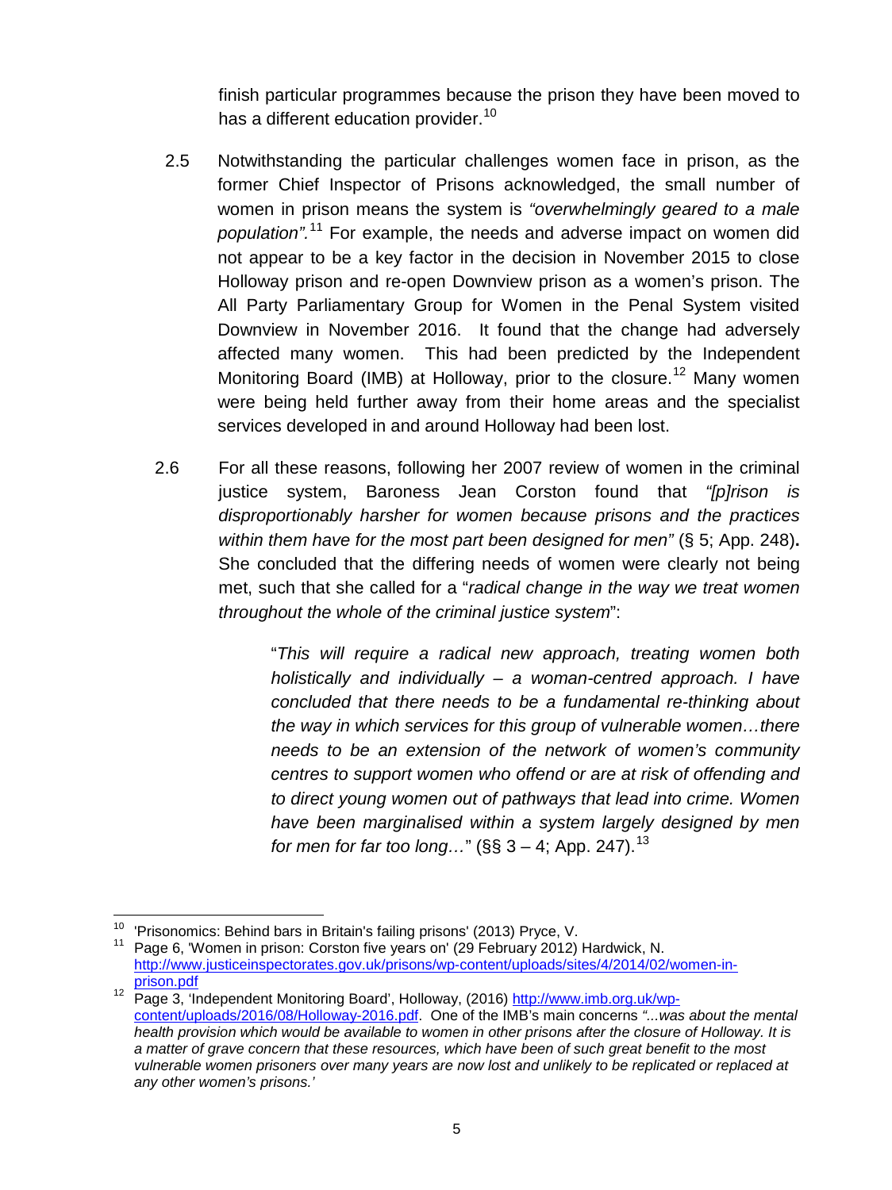finish particular programmes because the prison they have been moved to has a different education provider.[10]

2.5 Notwithstanding the particular challenges women face in prison, as the former Chief Inspector of Prisons acknowledged, the small number of women in prison means the system is *"overwhelmingly geared to a male population".*[11] For example, the needs and adverse impact on women did not appear to be a key factor in the decision in November 2015 to close Holloway prison and re-open Downview prison as a women's prison. The All Party Parliamentary Group for Women in the Penal System visited Downview in November 2016. It found that the change had adversely affected many women. This had been predicted by the Independent Monitoring Board (IMB) at Holloway, prior to the closure.[12] Many women were being held further away from their home areas and the specialist services developed in and around Holloway had been lost.

2.6 For all these reasons, following her 2007 review of women in the criminal justice system, Baroness Jean Corston found that *"[p]rison is disproportionably harsher for women because prisons and the practices within them have for the most part been designed for men"* (§ 5; App. 248)**.** She concluded that the differing needs of women were clearly not being met, such that she called for a "*radical change in the way we treat women throughout the whole of the criminal justice system*":

> "*This will require a radical new approach, treating women both holistically and individually – a woman-centred approach. I have concluded that there needs to be a fundamental re-thinking about the way in which services for this group of vulnerable women…there needs to be an extension of the network of women's community centres to support women who offend or are at risk of offending and to direct young women out of pathways that lead into crime. Women have been marginalised within a system largely designed by men for men for far too long…*" (§§ 3 – 4; App. 247).[13]

---

[10] 'Prisonomics: Behind bars in Britain's failing prisons' (2013) Pryce, V.

[11] Page 6, 'Women in prison: Corston five years on' (29 February 2012) Hardwick, N. http://www.justiceinspectorates.gov.uk/prisons/wp-content/uploads/sites/4/2014/02/women-in-prison.pdf

[12] Page 3, 'Independent Monitoring Board', Holloway, (2016) http://www.imb.org.uk/wp-content/uploads/2016/08/Holloway-2016.pdf. One of the IMB's main concerns *"...was about the mental health provision which would be available to women in other prisons after the closure of Holloway. It is a matter of grave concern that these resources, which have been of such great benefit to the most vulnerable women prisoners over many years are now lost and unlikely to be replicated or replaced at any other women's prisons.'*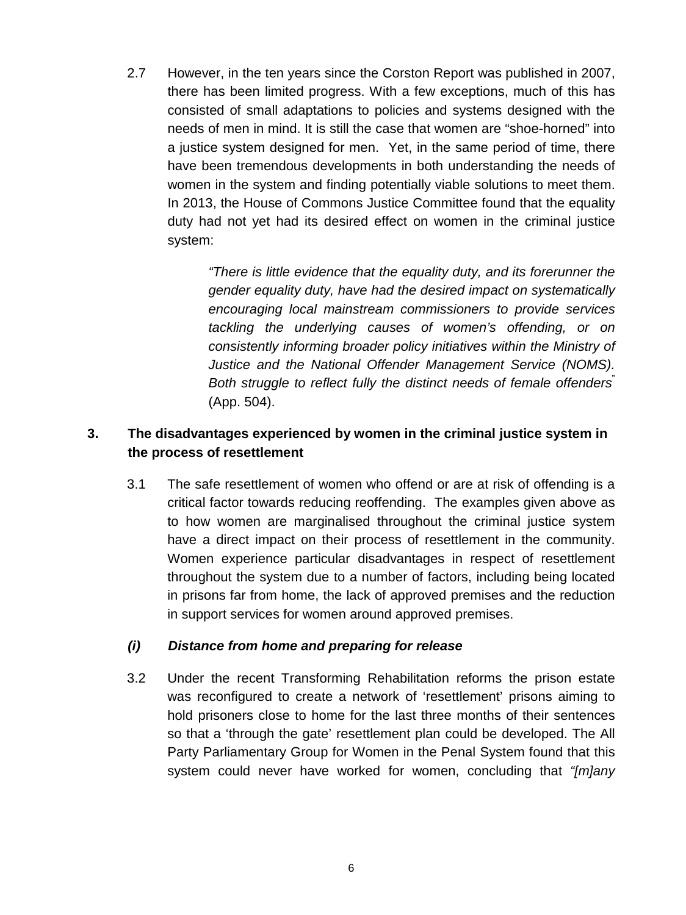2.7 However, in the ten years since the Corston Report was published in 2007, there has been limited progress. With a few exceptions, much of this has consisted of small adaptations to policies and systems designed with the needs of men in mind. It is still the case that women are "shoe-horned" into a justice system designed for men. Yet, in the same period of time, there have been tremendous developments in both understanding the needs of women in the system and finding potentially viable solutions to meet them. In 2013, the House of Commons Justice Committee found that the equality duty had not yet had its desired effect on women in the criminal justice system:

> *"There is little evidence that the equality duty, and its forerunner the gender equality duty, have had the desired impact on systematically encouraging local mainstream commissioners to provide services tackling the underlying causes of women's offending, or on consistently informing broader policy initiatives within the Ministry of Justice and the National Offender Management Service (NOMS). Both struggle to reflect fully the distinct needs of female offenders"* (App. 504).

## 3. The disadvantages experienced by women in the criminal justice system in the process of resettlement

3.1 The safe resettlement of women who offend or are at risk of offending is a critical factor towards reducing reoffending. The examples given above as to how women are marginalised throughout the criminal justice system have a direct impact on their process of resettlement in the community. Women experience particular disadvantages in respect of resettlement throughout the system due to a number of factors, including being located in prisons far from home, the lack of approved premises and the reduction in support services for women around approved premises.

### *(i) Distance from home and preparing for release*

3.2 Under the recent Transforming Rehabilitation reforms the prison estate was reconfigured to create a network of 'resettlement' prisons aiming to hold prisoners close to home for the last three months of their sentences so that a 'through the gate' resettlement plan could be developed. The All Party Parliamentary Group for Women in the Penal System found that this system could never have worked for women, concluding that *"[m]any*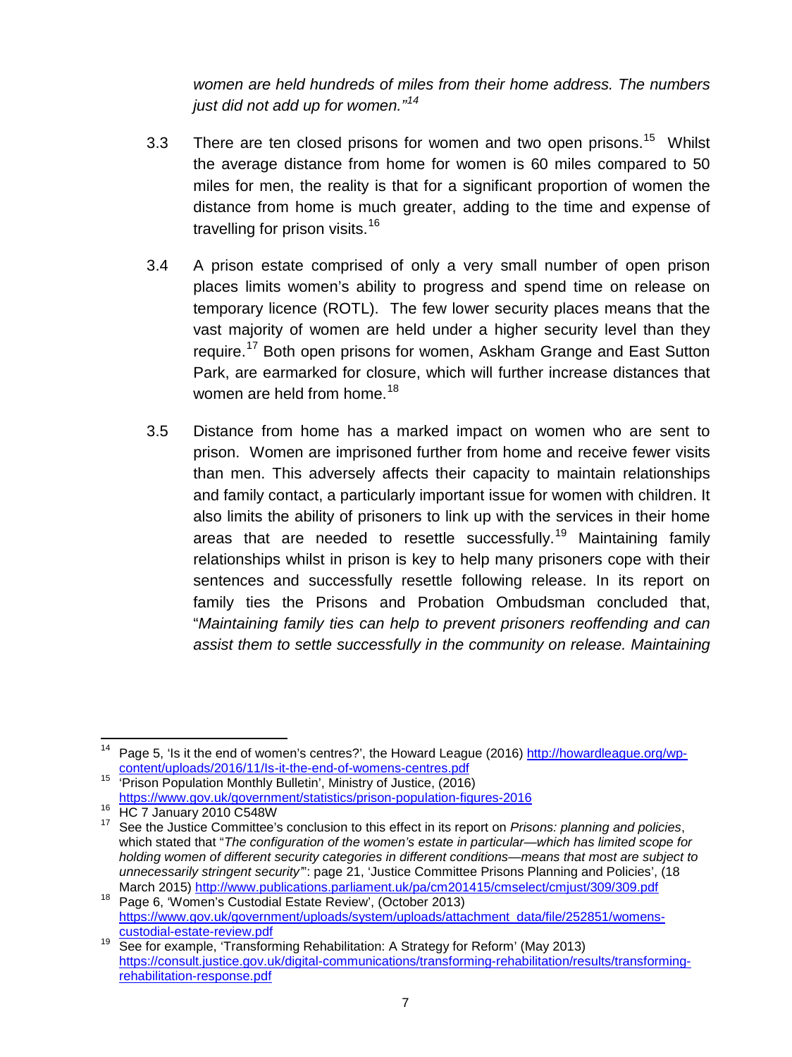*women are held hundreds of miles from their home address. The numbers just did not add up for women."*[14]

3.3 There are ten closed prisons for women and two open prisons.[15] Whilst the average distance from home for women is 60 miles compared to 50 miles for men, the reality is that for a significant proportion of women the distance from home is much greater, adding to the time and expense of travelling for prison visits.[16]

3.4 A prison estate comprised of only a very small number of open prison places limits women's ability to progress and spend time on release on temporary licence (ROTL). The few lower security places means that the vast majority of women are held under a higher security level than they require.[17] Both open prisons for women, Askham Grange and East Sutton Park, are earmarked for closure, which will further increase distances that women are held from home.[18]

3.5 Distance from home has a marked impact on women who are sent to prison. Women are imprisoned further from home and receive fewer visits than men. This adversely affects their capacity to maintain relationships and family contact, a particularly important issue for women with children. It also limits the ability of prisoners to link up with the services in their home areas that are needed to resettle successfully.[19] Maintaining family relationships whilst in prison is key to help many prisoners cope with their sentences and successfully resettle following release. In its report on family ties the Prisons and Probation Ombudsman concluded that, "*Maintaining family ties can help to prevent prisoners reoffending and can assist them to settle successfully in the community on release. Maintaining*

---

[14] Page 5, 'Is it the end of women's centres?', the Howard League (2016) http://howardleague.org/wp-content/uploads/2016/11/Is-it-the-end-of-womens-centres.pdf

[15] 'Prison Population Monthly Bulletin', Ministry of Justice, (2016) https://www.gov.uk/government/statistics/prison-population-figures-2016

[16] HC 7 January 2010 C548W

[17] See the Justice Committee's conclusion to this effect in its report on *Prisons: planning and policies*, which stated that "*The configuration of the women's estate in particular—which has limited scope for holding women of different security categories in different conditions—means that most are subject to unnecessarily stringent security*"': page 21, 'Justice Committee Prisons Planning and Policies', (18 March 2015) http://www.publications.parliament.uk/pa/cm201415/cmselect/cmjust/309/309.pdf

[18] Page 6, 'Women's Custodial Estate Review', (October 2013) https://www.gov.uk/government/uploads/system/uploads/attachment_data/file/252851/womens-custodial-estate-review.pdf

[19] See for example, 'Transforming Rehabilitation: A Strategy for Reform' (May 2013) https://consult.justice.gov.uk/digital-communications/transforming-rehabilitation/results/transforming-rehabilitation-response.pdf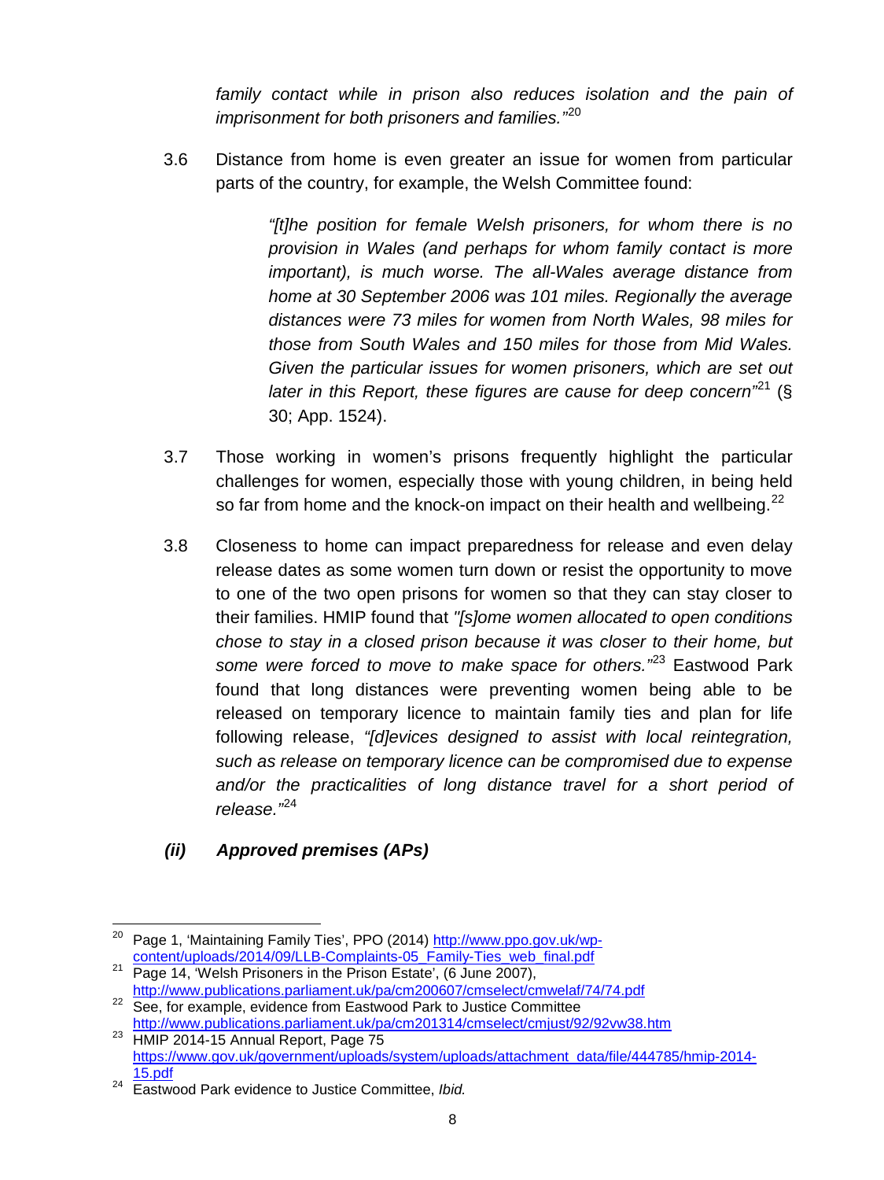*family contact while in prison also reduces isolation and the pain of imprisonment for both prisoners and families."*[20]

3.6 Distance from home is even greater an issue for women from particular parts of the country, for example, the Welsh Committee found:

> *"[t]he position for female Welsh prisoners, for whom there is no provision in Wales (and perhaps for whom family contact is more important), is much worse. The all-Wales average distance from home at 30 September 2006 was 101 miles. Regionally the average distances were 73 miles for women from North Wales, 98 miles for those from South Wales and 150 miles for those from Mid Wales. Given the particular issues for women prisoners, which are set out later in this Report, these figures are cause for deep concern"*[21] (§ 30; App. 1524).

3.7 Those working in women's prisons frequently highlight the particular challenges for women, especially those with young children, in being held so far from home and the knock-on impact on their health and wellbeing.[22]

3.8 Closeness to home can impact preparedness for release and even delay release dates as some women turn down or resist the opportunity to move to one of the two open prisons for women so that they can stay closer to their families. HMIP found that *"[s]ome women allocated to open conditions chose to stay in a closed prison because it was closer to their home, but some were forced to move to make space for others."*[23] Eastwood Park found that long distances were preventing women being able to be released on temporary licence to maintain family ties and plan for life following release, *"[d]evices designed to assist with local reintegration, such as release on temporary licence can be compromised due to expense and/or the practicalities of long distance travel for a short period of release."*[24]

### *(ii) Approved premises (APs)*

---

[20] Page 1, 'Maintaining Family Ties', PPO (2014) http://www.ppo.gov.uk/wp-content/uploads/2014/09/LLB-Complaints-05_Family-Ties_web_final.pdf

[21] Page 14, 'Welsh Prisoners in the Prison Estate', (6 June 2007), http://www.publications.parliament.uk/pa/cm200607/cmselect/cmwelaf/74/74.pdf

[22] See, for example, evidence from Eastwood Park to Justice Committee http://www.publications.parliament.uk/pa/cm201314/cmselect/cmjust/92/92vw38.htm

[23] HMIP 2014-15 Annual Report, Page 75 https://www.gov.uk/government/uploads/system/uploads/attachment_data/file/444785/hmip-2014-15.pdf

[24] Eastwood Park evidence to Justice Committee, *Ibid.*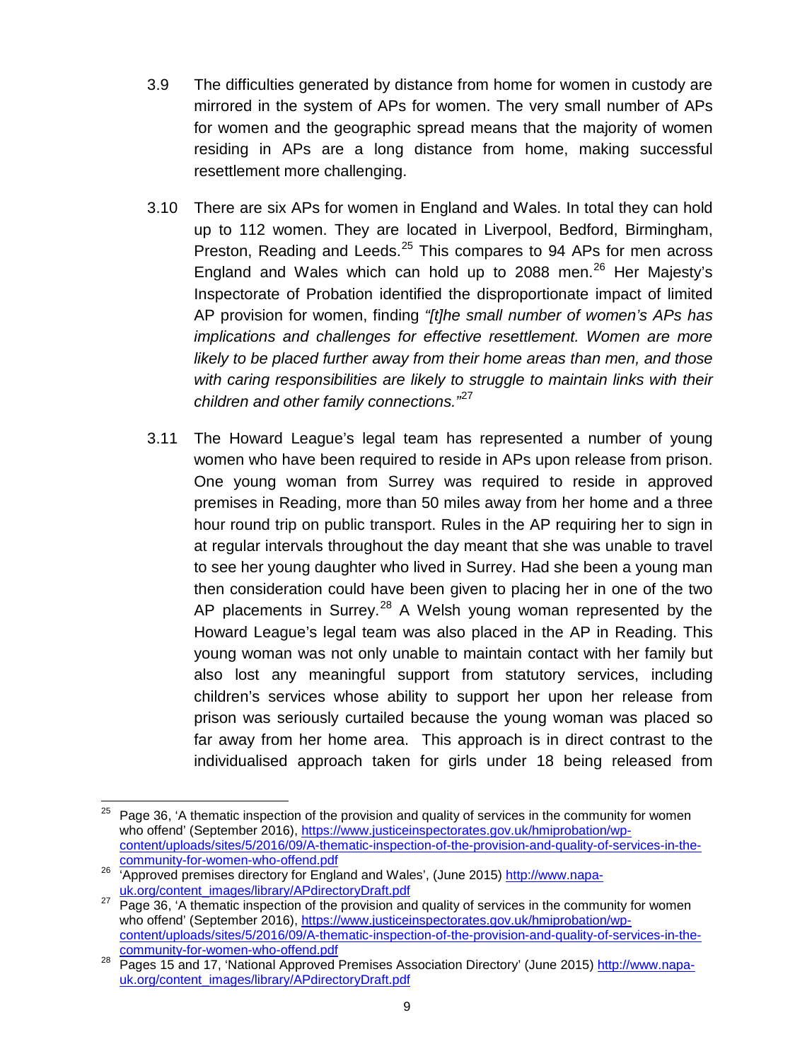3.9 The difficulties generated by distance from home for women in custody are mirrored in the system of APs for women. The very small number of APs for women and the geographic spread means that the majority of women residing in APs are a long distance from home, making successful resettlement more challenging.

3.10 There are six APs for women in England and Wales. In total they can hold up to 112 women. They are located in Liverpool, Bedford, Birmingham, Preston, Reading and Leeds.[25] This compares to 94 APs for men across England and Wales which can hold up to 2088 men.[26] Her Majesty's Inspectorate of Probation identified the disproportionate impact of limited AP provision for women, finding *"[t]he small number of women's APs has implications and challenges for effective resettlement. Women are more likely to be placed further away from their home areas than men, and those with caring responsibilities are likely to struggle to maintain links with their children and other family connections."*[27]

3.11 The Howard League's legal team has represented a number of young women who have been required to reside in APs upon release from prison. One young woman from Surrey was required to reside in approved premises in Reading, more than 50 miles away from her home and a three hour round trip on public transport. Rules in the AP requiring her to sign in at regular intervals throughout the day meant that she was unable to travel to see her young daughter who lived in Surrey. Had she been a young man then consideration could have been given to placing her in one of the two AP placements in Surrey.[28] A Welsh young woman represented by the Howard League's legal team was also placed in the AP in Reading. This young woman was not only unable to maintain contact with her family but also lost any meaningful support from statutory services, including children's services whose ability to support her upon her release from prison was seriously curtailed because the young woman was placed so far away from her home area. This approach is in direct contrast to the individualised approach taken for girls under 18 being released from

---

[25] Page 36, 'A thematic inspection of the provision and quality of services in the community for women who offend' (September 2016), https://www.justiceinspectorates.gov.uk/hmiprobation/wp-content/uploads/sites/5/2016/09/A-thematic-inspection-of-the-provision-and-quality-of-services-in-the-community-for-women-who-offend.pdf

[26] 'Approved premises directory for England and Wales', (June 2015) http://www.napa-uk.org/content_images/library/APdirectoryDraft.pdf

[27] Page 36, 'A thematic inspection of the provision and quality of services in the community for women who offend' (September 2016), https://www.justiceinspectorates.gov.uk/hmiprobation/wp-content/uploads/sites/5/2016/09/A-thematic-inspection-of-the-provision-and-quality-of-services-in-the-community-for-women-who-offend.pdf

[28] Pages 15 and 17, 'National Approved Premises Association Directory' (June 2015) http://www.napa-uk.org/content_images/library/APdirectoryDraft.pdf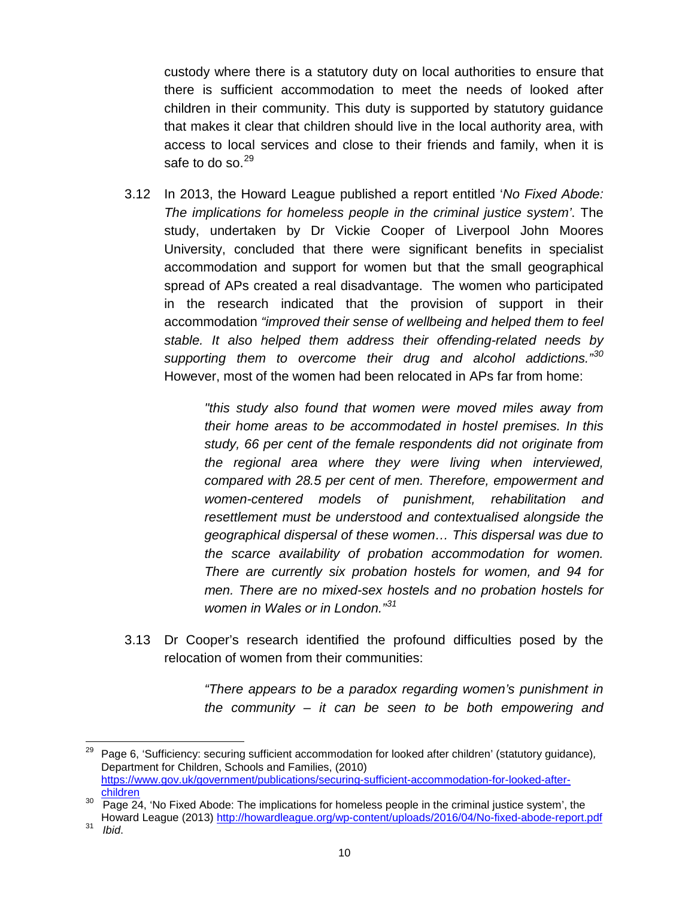custody where there is a statutory duty on local authorities to ensure that there is sufficient accommodation to meet the needs of looked after children in their community. This duty is supported by statutory guidance that makes it clear that children should live in the local authority area, with access to local services and close to their friends and family, when it is safe to do so.[29]

3.12 In 2013, the Howard League published a report entitled '*No Fixed Abode: The implications for homeless people in the criminal justice system*'. The study, undertaken by Dr Vickie Cooper of Liverpool John Moores University, concluded that there were significant benefits in specialist accommodation and support for women but that the small geographical spread of APs created a real disadvantage. The women who participated in the research indicated that the provision of support in their accommodation *"improved their sense of wellbeing and helped them to feel stable. It also helped them address their offending-related needs by supporting them to overcome their drug and alcohol addictions."*[30] However, most of the women had been relocated in APs far from home:

> *"this study also found that women were moved miles away from their home areas to be accommodated in hostel premises. In this study, 66 per cent of the female respondents did not originate from the regional area where they were living when interviewed, compared with 28.5 per cent of men. Therefore, empowerment and women-centered models of punishment, rehabilitation and resettlement must be understood and contextualised alongside the geographical dispersal of these women… This dispersal was due to the scarce availability of probation accommodation for women. There are currently six probation hostels for women, and 94 for men. There are no mixed-sex hostels and no probation hostels for women in Wales or in London."*[31]

3.13 Dr Cooper's research identified the profound difficulties posed by the relocation of women from their communities:

> *"There appears to be a paradox regarding women's punishment in the community – it can be seen to be both empowering and*

---

[29] Page 6, 'Sufficiency: securing sufficient accommodation for looked after children' (statutory guidance), Department for Children, Schools and Families, (2010) https://www.gov.uk/government/publications/securing-sufficient-accommodation-for-looked-after-children

[30] Page 24, 'No Fixed Abode: The implications for homeless people in the criminal justice system', the Howard League (2013) http://howardleague.org/wp-content/uploads/2016/04/No-fixed-abode-report.pdf

[31] *Ibid*.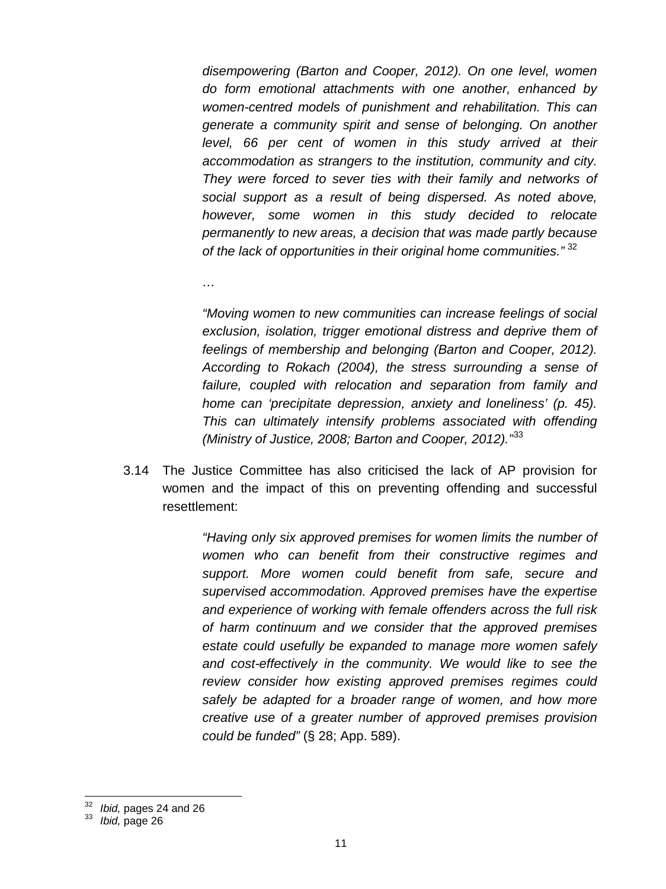*disempowering (Barton and Cooper, 2012). On one level, women do form emotional attachments with one another, enhanced by women-centred models of punishment and rehabilitation. This can generate a community spirit and sense of belonging. On another level, 66 per cent of women in this study arrived at their accommodation as strangers to the institution, community and city. They were forced to sever ties with their family and networks of social support as a result of being dispersed. As noted above, however, some women in this study decided to relocate permanently to new areas, a decision that was made partly because of the lack of opportunities in their original home communities."* [32]

*…*

*"Moving women to new communities can increase feelings of social exclusion, isolation, trigger emotional distress and deprive them of feelings of membership and belonging (Barton and Cooper, 2012). According to Rokach (2004), the stress surrounding a sense of failure, coupled with relocation and separation from family and home can 'precipitate depression, anxiety and loneliness' (p. 45). This can ultimately intensify problems associated with offending (Ministry of Justice, 2008; Barton and Cooper, 2012)."*[33]

3.14 The Justice Committee has also criticised the lack of AP provision for women and the impact of this on preventing offending and successful resettlement:

> *"Having only six approved premises for women limits the number of women who can benefit from their constructive regimes and support. More women could benefit from safe, secure and supervised accommodation. Approved premises have the expertise and experience of working with female offenders across the full risk of harm continuum and we consider that the approved premises estate could usefully be expanded to manage more women safely and cost-effectively in the community. We would like to see the review consider how existing approved premises regimes could safely be adapted for a broader range of women, and how more creative use of a greater number of approved premises provision could be funded"* (§ 28; App. 589).

---

[32] *Ibid,* pages 24 and 26

[33] *Ibid,* page 26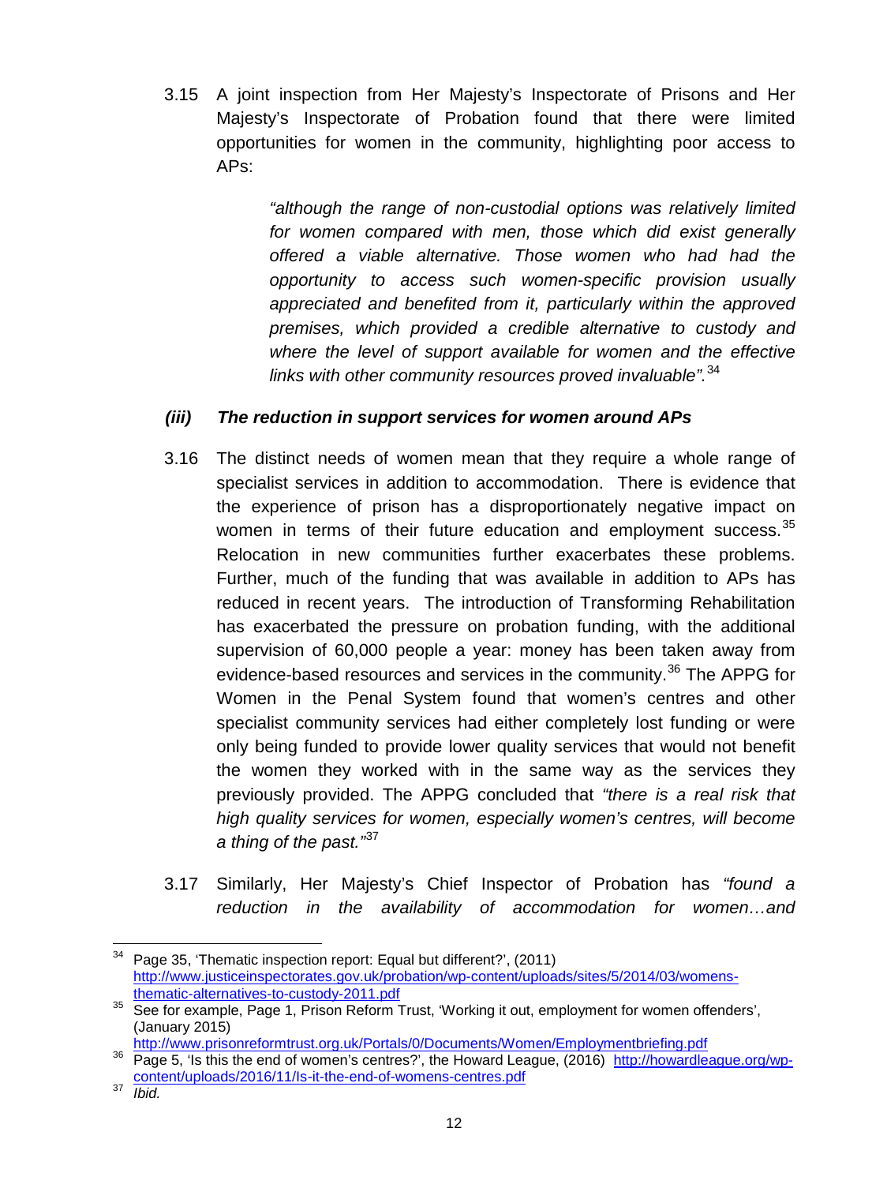3.15 A joint inspection from Her Majesty's Inspectorate of Prisons and Her Majesty's Inspectorate of Probation found that there were limited opportunities for women in the community, highlighting poor access to APs:

> *"although the range of non-custodial options was relatively limited for women compared with men, those which did exist generally offered a viable alternative. Those women who had had the opportunity to access such women-specific provision usually appreciated and benefited from it, particularly within the approved premises, which provided a credible alternative to custody and where the level of support available for women and the effective links with other community resources proved invaluable".*[34]

### *(iii) The reduction in support services for women around APs*

3.16 The distinct needs of women mean that they require a whole range of specialist services in addition to accommodation. There is evidence that the experience of prison has a disproportionately negative impact on women in terms of their future education and employment success.[35] Relocation in new communities further exacerbates these problems. Further, much of the funding that was available in addition to APs has reduced in recent years. The introduction of Transforming Rehabilitation has exacerbated the pressure on probation funding, with the additional supervision of 60,000 people a year: money has been taken away from evidence-based resources and services in the community.[36] The APPG for Women in the Penal System found that women's centres and other specialist community services had either completely lost funding or were only being funded to provide lower quality services that would not benefit the women they worked with in the same way as the services they previously provided. The APPG concluded that *"there is a real risk that high quality services for women, especially women's centres, will become a thing of the past."*[37]

3.17 Similarly, Her Majesty's Chief Inspector of Probation has *"found a reduction in the availability of accommodation for women…and*

---

[34] Page 35, 'Thematic inspection report: Equal but different?', (2011) http://www.justiceinspectorates.gov.uk/probation/wp-content/uploads/sites/5/2014/03/womens-thematic-alternatives-to-custody-2011.pdf

[35] See for example, Page 1, Prison Reform Trust, 'Working it out, employment for women offenders', (January 2015) http://www.prisonreformtrust.org.uk/Portals/0/Documents/Women/Employmentbriefing.pdf

[36] Page 5, 'Is this the end of women's centres?', the Howard League, (2016) http://howardleague.org/wp-content/uploads/2016/11/Is-it-the-end-of-womens-centres.pdf

[37] *Ibid.*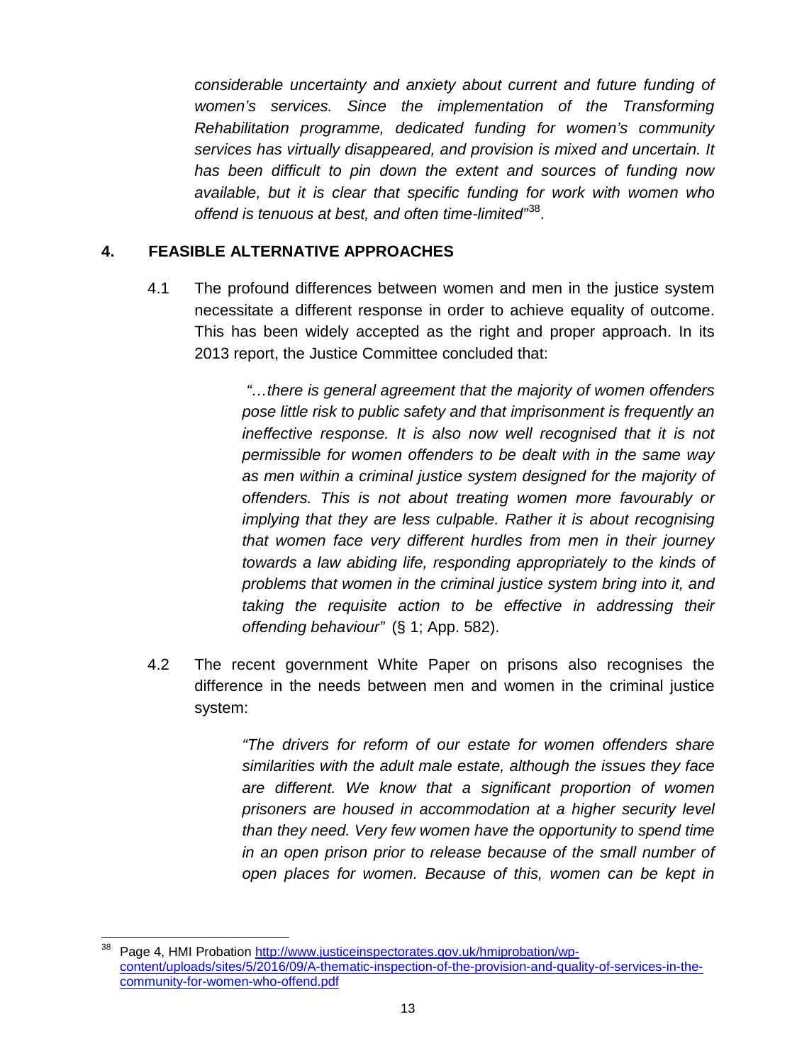*considerable uncertainty and anxiety about current and future funding of women's services. Since the implementation of the Transforming Rehabilitation programme, dedicated funding for women's community services has virtually disappeared, and provision is mixed and uncertain. It has been difficult to pin down the extent and sources of funding now available, but it is clear that specific funding for work with women who offend is tenuous at best, and often time-limited"*[38].

## 4. FEASIBLE ALTERNATIVE APPROACHES

4.1 The profound differences between women and men in the justice system necessitate a different response in order to achieve equality of outcome. This has been widely accepted as the right and proper approach. In its 2013 report, the Justice Committee concluded that:

> *"…there is general agreement that the majority of women offenders pose little risk to public safety and that imprisonment is frequently an ineffective response. It is also now well recognised that it is not permissible for women offenders to be dealt with in the same way as men within a criminal justice system designed for the majority of offenders. This is not about treating women more favourably or implying that they are less culpable. Rather it is about recognising that women face very different hurdles from men in their journey towards a law abiding life, responding appropriately to the kinds of problems that women in the criminal justice system bring into it, and taking the requisite action to be effective in addressing their offending behaviour"* (§ 1; App. 582).

4.2 The recent government White Paper on prisons also recognises the difference in the needs between men and women in the criminal justice system:

> *"The drivers for reform of our estate for women offenders share similarities with the adult male estate, although the issues they face are different. We know that a significant proportion of women prisoners are housed in accommodation at a higher security level than they need. Very few women have the opportunity to spend time in an open prison prior to release because of the small number of open places for women. Because of this, women can be kept in*

---

[38] Page 4, HMI Probation http://www.justiceinspectorates.gov.uk/hmiprobation/wp-content/uploads/sites/5/2016/09/A-thematic-inspection-of-the-provision-and-quality-of-services-in-the-community-for-women-who-offend.pdf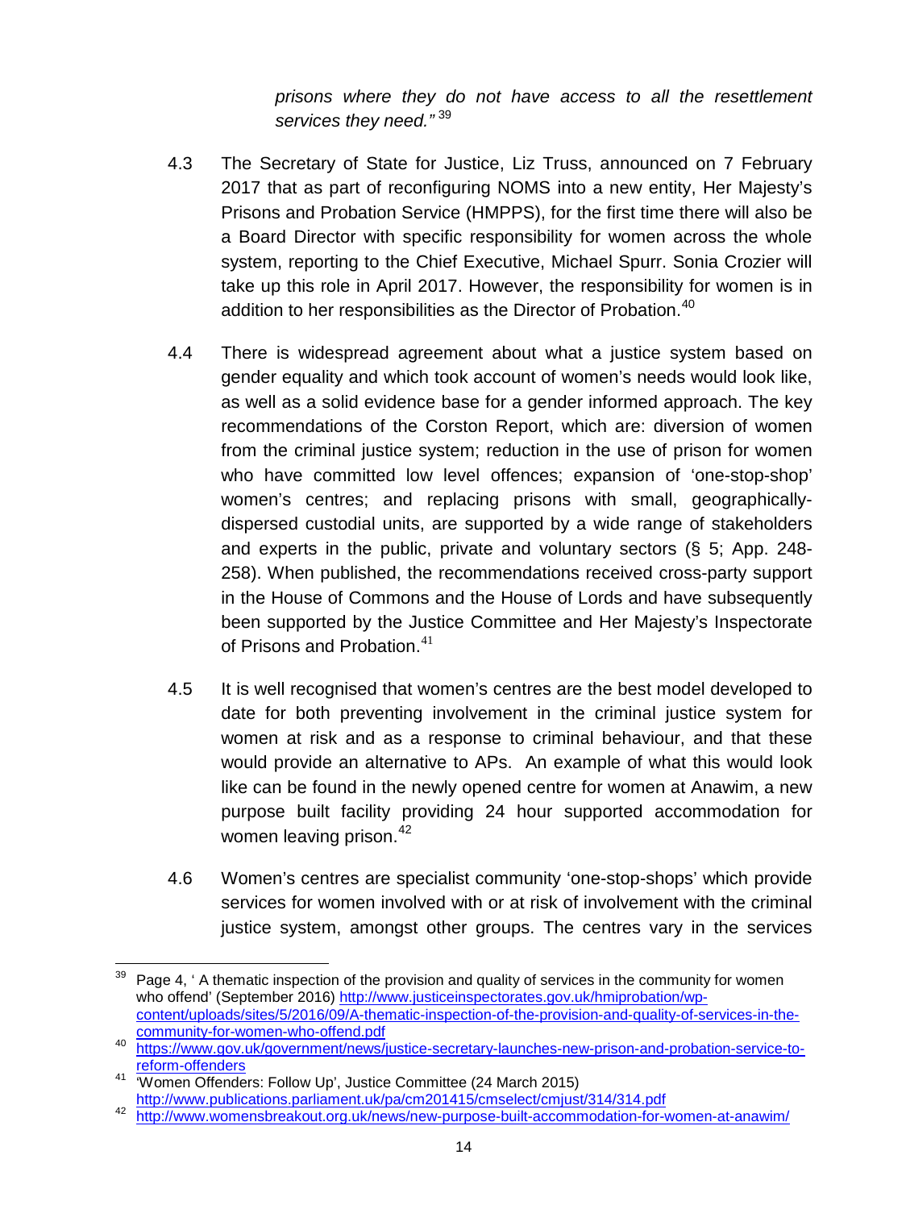> *prisons where they do not have access to all the resettlement services they need."* [39]

4.3 The Secretary of State for Justice, Liz Truss, announced on 7 February 2017 that as part of reconfiguring NOMS into a new entity, Her Majesty's Prisons and Probation Service (HMPPS), for the first time there will also be a Board Director with specific responsibility for women across the whole system, reporting to the Chief Executive, Michael Spurr. Sonia Crozier will take up this role in April 2017. However, the responsibility for women is in addition to her responsibilities as the Director of Probation.[40]

4.4 There is widespread agreement about what a justice system based on gender equality and which took account of women's needs would look like, as well as a solid evidence base for a gender informed approach. The key recommendations of the Corston Report, which are: diversion of women from the criminal justice system; reduction in the use of prison for women who have committed low level offences; expansion of 'one-stop-shop' women's centres; and replacing prisons with small, geographically-dispersed custodial units, are supported by a wide range of stakeholders and experts in the public, private and voluntary sectors (§ 5; App. 248-258). When published, the recommendations received cross-party support in the House of Commons and the House of Lords and have subsequently been supported by the Justice Committee and Her Majesty's Inspectorate of Prisons and Probation.[41]

4.5 It is well recognised that women's centres are the best model developed to date for both preventing involvement in the criminal justice system for women at risk and as a response to criminal behaviour, and that these would provide an alternative to APs. An example of what this would look like can be found in the newly opened centre for women at Anawim, a new purpose built facility providing 24 hour supported accommodation for women leaving prison.[42]

4.6 Women's centres are specialist community 'one-stop-shops' which provide services for women involved with or at risk of involvement with the criminal justice system, amongst other groups. The centres vary in the services

---

[39] Page 4, ' A thematic inspection of the provision and quality of services in the community for women who offend' (September 2016) http://www.justiceinspectorates.gov.uk/hmiprobation/wp-content/uploads/sites/5/2016/09/A-thematic-inspection-of-the-provision-and-quality-of-services-in-the-community-for-women-who-offend.pdf

[40] https://www.gov.uk/government/news/justice-secretary-launches-new-prison-and-probation-service-to-reform-offenders

[41] 'Women Offenders: Follow Up', Justice Committee (24 March 2015) http://www.publications.parliament.uk/pa/cm201415/cmselect/cmjust/314/314.pdf

[42] http://www.womensbreakout.org.uk/news/new-purpose-built-accommodation-for-women-at-anawim/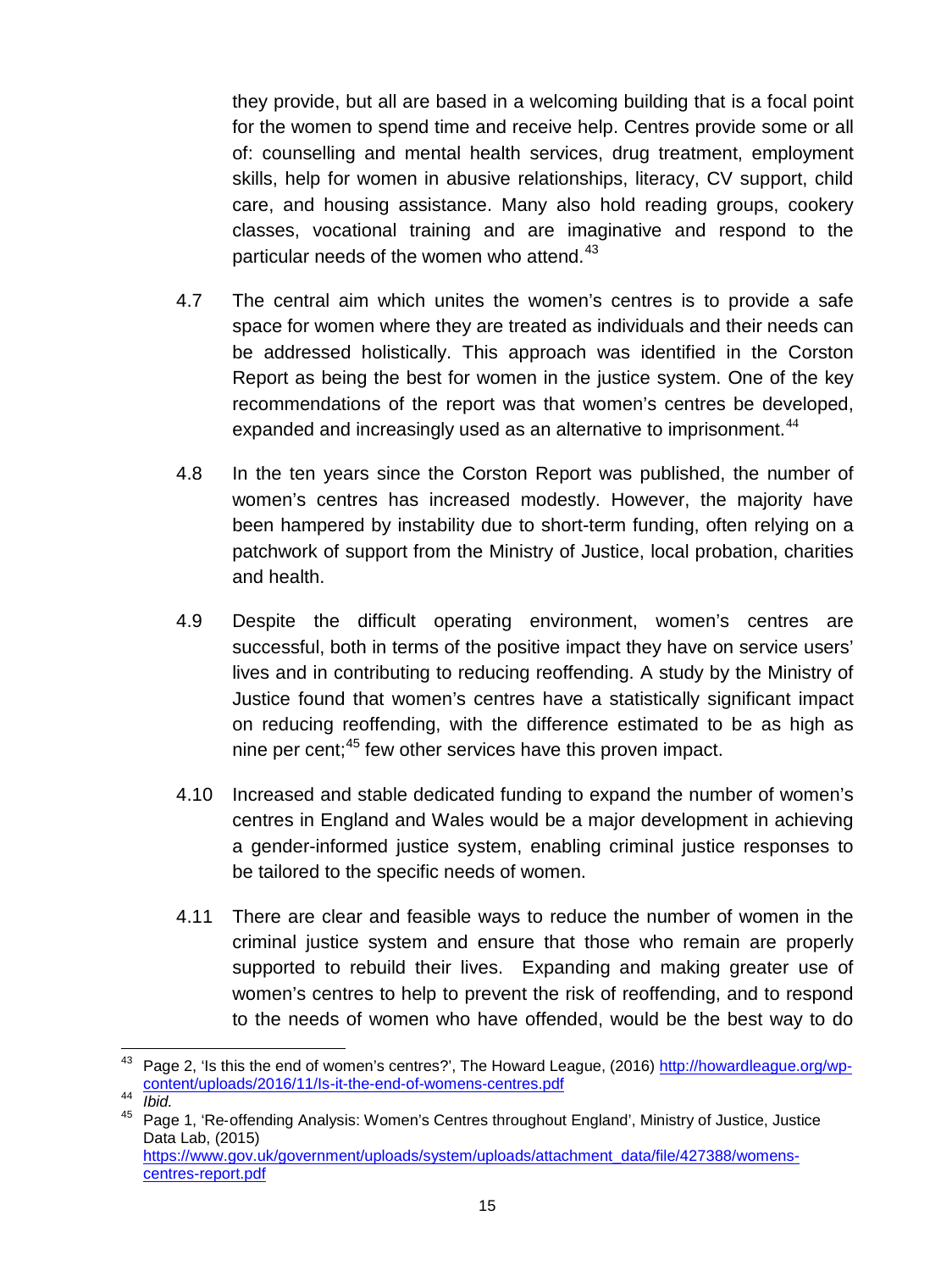they provide, but all are based in a welcoming building that is a focal point for the women to spend time and receive help. Centres provide some or all of: counselling and mental health services, drug treatment, employment skills, help for women in abusive relationships, literacy, CV support, child care, and housing assistance. Many also hold reading groups, cookery classes, vocational training and are imaginative and respond to the particular needs of the women who attend.[43]

4.7 The central aim which unites the women's centres is to provide a safe space for women where they are treated as individuals and their needs can be addressed holistically. This approach was identified in the Corston Report as being the best for women in the justice system. One of the key recommendations of the report was that women's centres be developed, expanded and increasingly used as an alternative to imprisonment.[44]

4.8 In the ten years since the Corston Report was published, the number of women's centres has increased modestly. However, the majority have been hampered by instability due to short-term funding, often relying on a patchwork of support from the Ministry of Justice, local probation, charities and health.

4.9 Despite the difficult operating environment, women's centres are successful, both in terms of the positive impact they have on service users' lives and in contributing to reducing reoffending. A study by the Ministry of Justice found that women's centres have a statistically significant impact on reducing reoffending, with the difference estimated to be as high as nine per cent;[45] few other services have this proven impact.

4.10 Increased and stable dedicated funding to expand the number of women's centres in England and Wales would be a major development in achieving a gender-informed justice system, enabling criminal justice responses to be tailored to the specific needs of women.

4.11 There are clear and feasible ways to reduce the number of women in the criminal justice system and ensure that those who remain are properly supported to rebuild their lives. Expanding and making greater use of women's centres to help to prevent the risk of reoffending, and to respond to the needs of women who have offended, would be the best way to do

---

[43] Page 2, 'Is this the end of women's centres?', The Howard League, (2016) http://howardleague.org/wp-content/uploads/2016/11/Is-it-the-end-of-womens-centres.pdf

[44] *Ibid.*

[45] Page 1, 'Re-offending Analysis: Women's Centres throughout England', Ministry of Justice, Justice Data Lab, (2015) https://www.gov.uk/government/uploads/system/uploads/attachment_data/file/427388/womens-centres-report.pdf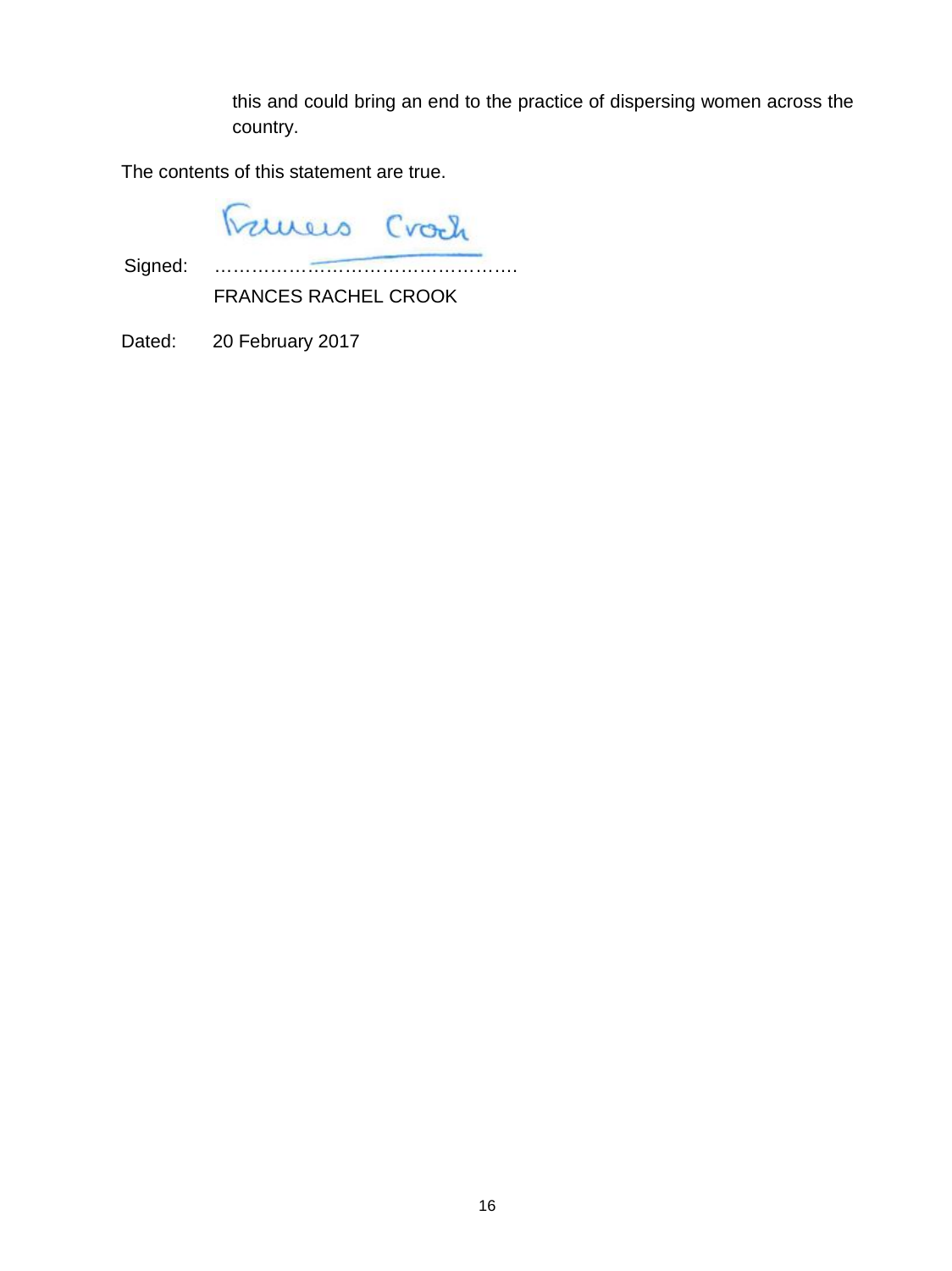this and could bring an end to the practice of dispersing women across the country.

The contents of this statement are true.

Signed: ………………………………………….

FRANCES RACHEL CROOK

Dated: 20 February 2017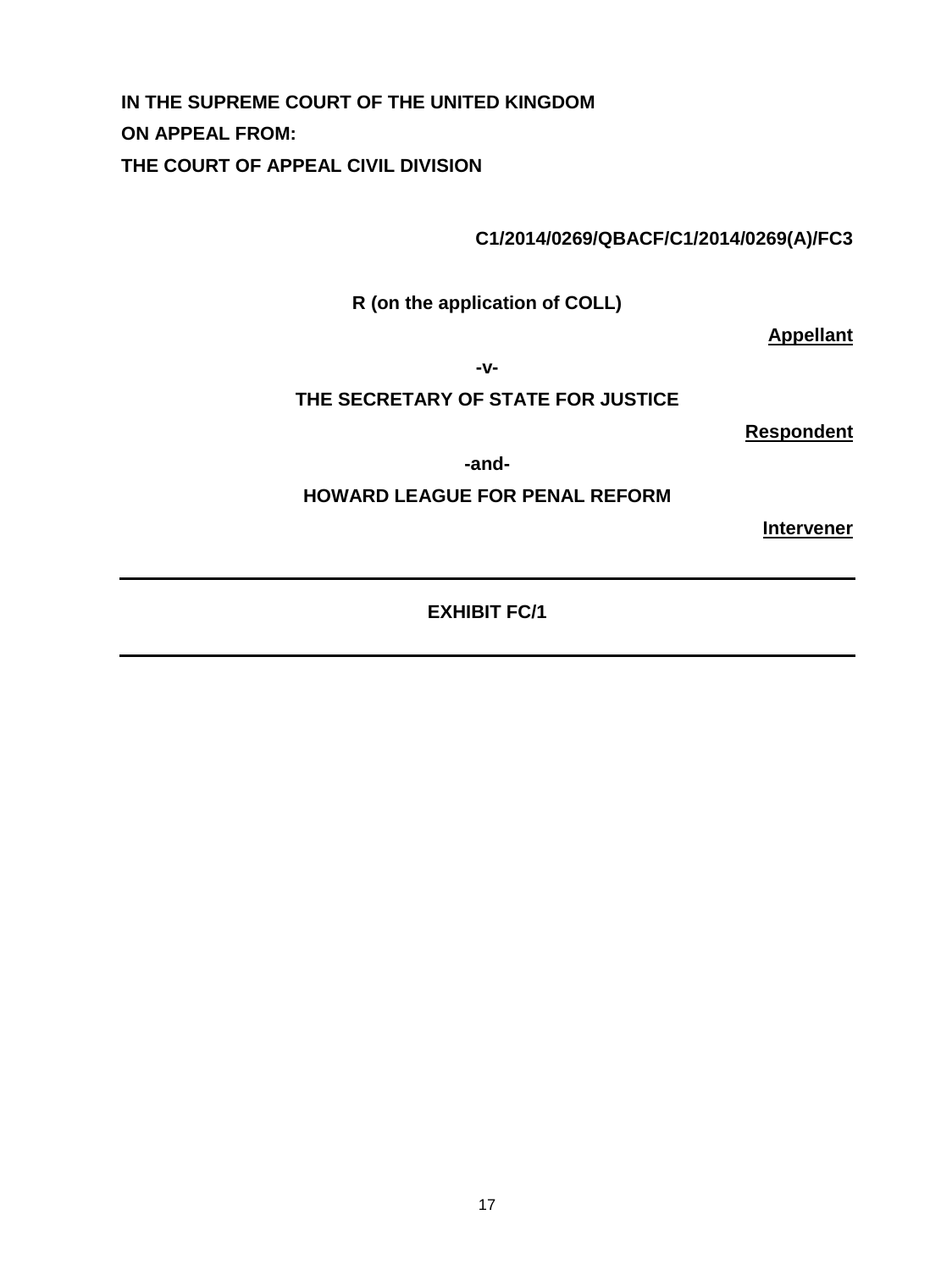**IN THE SUPREME COURT OF THE UNITED KINGDOM**

**ON APPEAL FROM:**

**THE COURT OF APPEAL CIVIL DIVISION**

**C1/2014/0269/QBACF/C1/2014/0269(A)/FC3**

**R (on the application of COLL)**

**Appellant**

**-v-**

**THE SECRETARY OF STATE FOR JUSTICE**

**Respondent**

**-and-**

**HOWARD LEAGUE FOR PENAL REFORM**

**Intervener**

---

**EXHIBIT FC/1**

---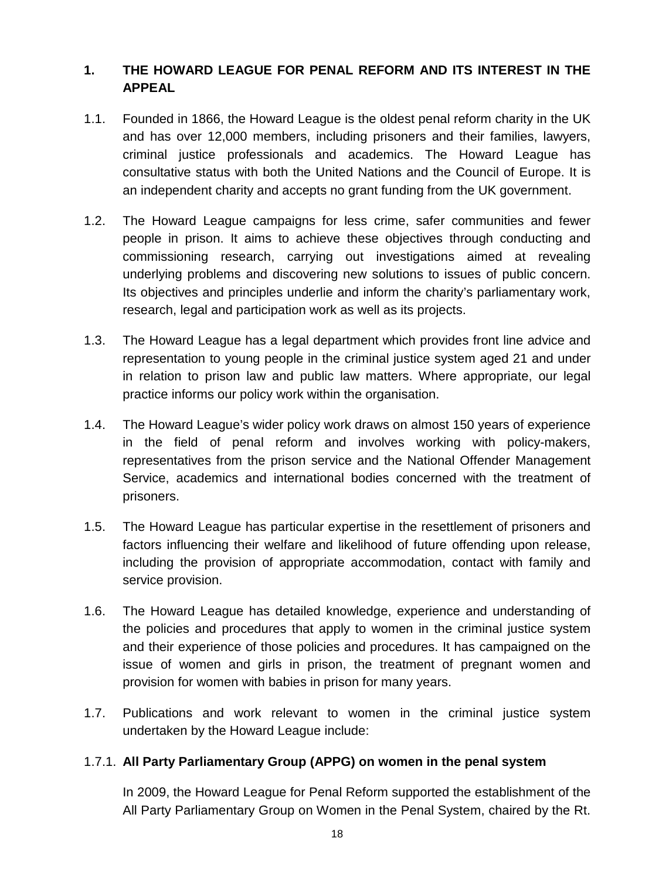## 1. THE HOWARD LEAGUE FOR PENAL REFORM AND ITS INTEREST IN THE APPEAL

1.1. Founded in 1866, the Howard League is the oldest penal reform charity in the UK and has over 12,000 members, including prisoners and their families, lawyers, criminal justice professionals and academics. The Howard League has consultative status with both the United Nations and the Council of Europe. It is an independent charity and accepts no grant funding from the UK government.

1.2. The Howard League campaigns for less crime, safer communities and fewer people in prison. It aims to achieve these objectives through conducting and commissioning research, carrying out investigations aimed at revealing underlying problems and discovering new solutions to issues of public concern. Its objectives and principles underlie and inform the charity's parliamentary work, research, legal and participation work as well as its projects.

1.3. The Howard League has a legal department which provides front line advice and representation to young people in the criminal justice system aged 21 and under in relation to prison law and public law matters. Where appropriate, our legal practice informs our policy work within the organisation.

1.4. The Howard League's wider policy work draws on almost 150 years of experience in the field of penal reform and involves working with policy-makers, representatives from the prison service and the National Offender Management Service, academics and international bodies concerned with the treatment of prisoners.

1.5. The Howard League has particular expertise in the resettlement of prisoners and factors influencing their welfare and likelihood of future offending upon release, including the provision of appropriate accommodation, contact with family and service provision.

1.6. The Howard League has detailed knowledge, experience and understanding of the policies and procedures that apply to women in the criminal justice system and their experience of those policies and procedures. It has campaigned on the issue of women and girls in prison, the treatment of pregnant women and provision for women with babies in prison for many years.

1.7. Publications and work relevant to women in the criminal justice system undertaken by the Howard League include:

1.7.1. **All Party Parliamentary Group (APPG) on women in the penal system**

In 2009, the Howard League for Penal Reform supported the establishment of the All Party Parliamentary Group on Women in the Penal System, chaired by the Rt.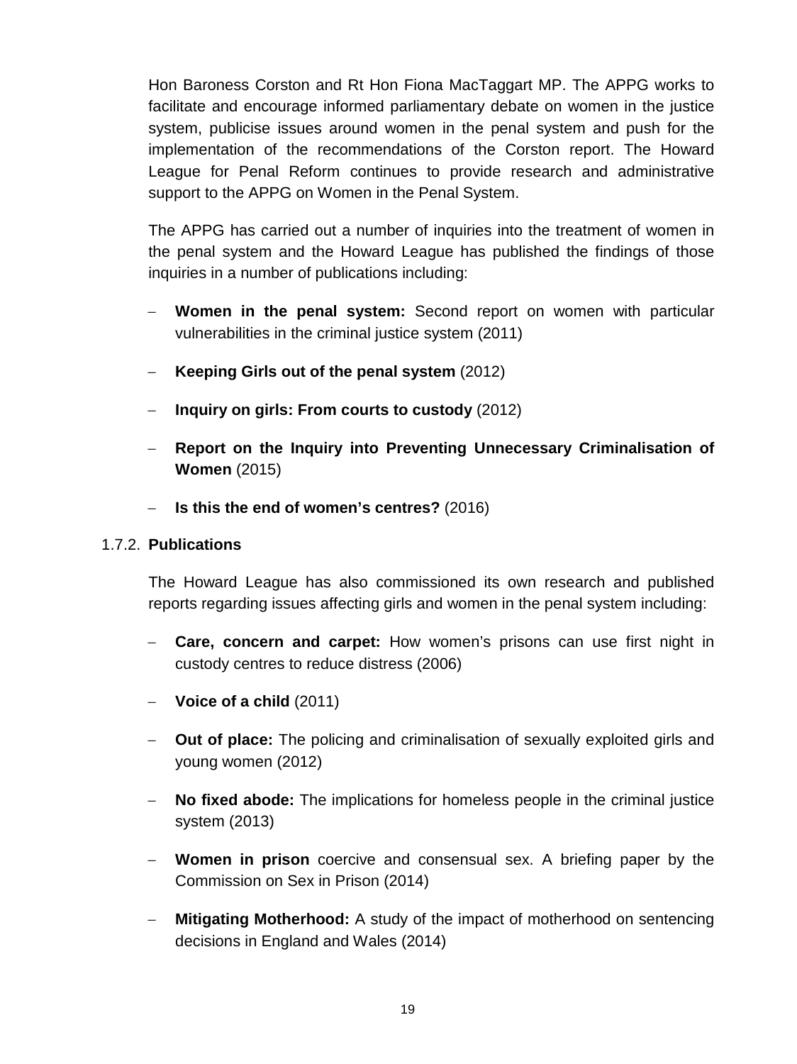Hon Baroness Corston and Rt Hon Fiona MacTaggart MP. The APPG works to facilitate and encourage informed parliamentary debate on women in the justice system, publicise issues around women in the penal system and push for the implementation of the recommendations of the Corston report. The Howard League for Penal Reform continues to provide research and administrative support to the APPG on Women in the Penal System.

The APPG has carried out a number of inquiries into the treatment of women in the penal system and the Howard League has published the findings of those inquiries in a number of publications including:

- **Women in the penal system:** Second report on women with particular vulnerabilities in the criminal justice system (2011)
- **Keeping Girls out of the penal system** (2012)
- **Inquiry on girls: From courts to custody** (2012)
- **Report on the Inquiry into Preventing Unnecessary Criminalisation of Women** (2015)
- **Is this the end of women's centres?** (2016)

### 1.7.2. Publications

The Howard League has also commissioned its own research and published reports regarding issues affecting girls and women in the penal system including:

- **Care, concern and carpet:** How women's prisons can use first night in custody centres to reduce distress (2006)
- **Voice of a child** (2011)
- **Out of place:** The policing and criminalisation of sexually exploited girls and young women (2012)
- **No fixed abode:** The implications for homeless people in the criminal justice system (2013)
- **Women in prison** coercive and consensual sex. A briefing paper by the Commission on Sex in Prison (2014)
- **Mitigating Motherhood:** A study of the impact of motherhood on sentencing decisions in England and Wales (2014)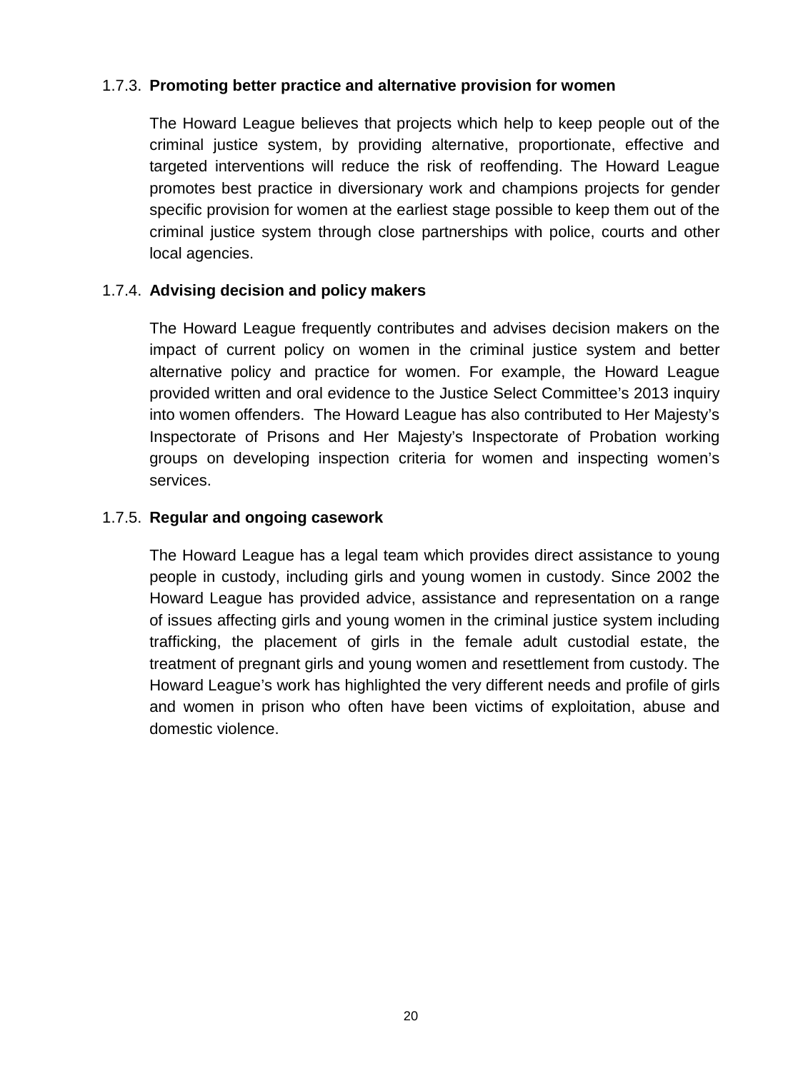### 1.7.3. **Promoting better practice and alternative provision for women**

The Howard League believes that projects which help to keep people out of the criminal justice system, by providing alternative, proportionate, effective and targeted interventions will reduce the risk of reoffending. The Howard League promotes best practice in diversionary work and champions projects for gender specific provision for women at the earliest stage possible to keep them out of the criminal justice system through close partnerships with police, courts and other local agencies.

### 1.7.4. **Advising decision and policy makers**

The Howard League frequently contributes and advises decision makers on the impact of current policy on women in the criminal justice system and better alternative policy and practice for women. For example, the Howard League provided written and oral evidence to the Justice Select Committee's 2013 inquiry into women offenders. The Howard League has also contributed to Her Majesty's Inspectorate of Prisons and Her Majesty's Inspectorate of Probation working groups on developing inspection criteria for women and inspecting women's services.

### 1.7.5. **Regular and ongoing casework**

The Howard League has a legal team which provides direct assistance to young people in custody, including girls and young women in custody. Since 2002 the Howard League has provided advice, assistance and representation on a range of issues affecting girls and young women in the criminal justice system including trafficking, the placement of girls in the female adult custodial estate, the treatment of pregnant girls and young women and resettlement from custody. The Howard League's work has highlighted the very different needs and profile of girls and women in prison who often have been victims of exploitation, abuse and domestic violence.